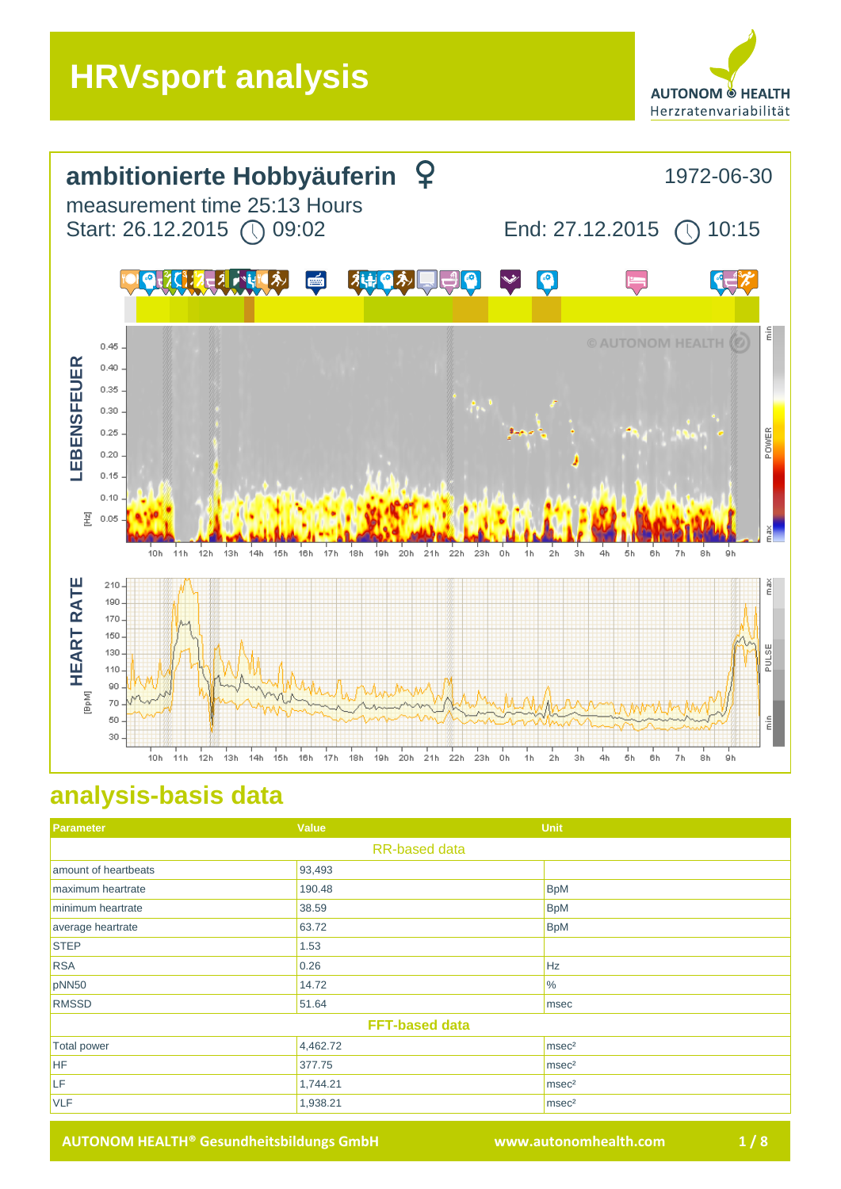# HRVsport analysis

AUTONOM HEALTH
Herzratenvariabilität

## ambitionierte Hobbyäuferin ♀

1972-06-30

measurement time 25:13 Hours

Start: 26.12.2015 09:02

End: 27.12.2015 10:15

LEBENSFEUER

[Hz]

0.45, 0.40, 0.35, 0.30, 0.25, 0.20, 0.15, 0.10, 0.05

10h 11h 12h 13h 14h 15h 16h 17h 18h 19h 20h 21h 22h 23h 0h 1h 2h 3h 4h 5h 6h 7h 8h 9h

© AUTONOM HEALTH

min POWER max

HEART RATE

[BpM]

210, 190, 170, 150, 130, 110, 90, 70, 50, 30

10h 11h 12h 13h 14h 15h 16h 17h 18h 19h 20h 21h 22h 23h 0h 1h 2h 3h 4h 5h 6h 7h 8h 9h

max PULSE min

## analysis-basis data

| Parameter | Value | Unit |
|---|---|---|
| | RR-based data | |
| amount of heartbeats | 93,493 | |
| maximum heartrate | 190.48 | BpM |
| minimum heartrate | 38.59 | BpM |
| average heartrate | 63.72 | BpM |
| STEP | 1.53 | |
| RSA | 0.26 | Hz |
| pNN50 | 14.72 | % |
| RMSSD | 51.64 | msec |
| | FFT-based data | |
| Total power | 4,462.72 | msec² |
| HF | 377.75 | msec² |
| LF | 1,744.21 | msec² |
| VLF | 1,938.21 | msec² |

AUTONOM HEALTH® Gesundheitsbildungs GmbH www.autonomhealth.com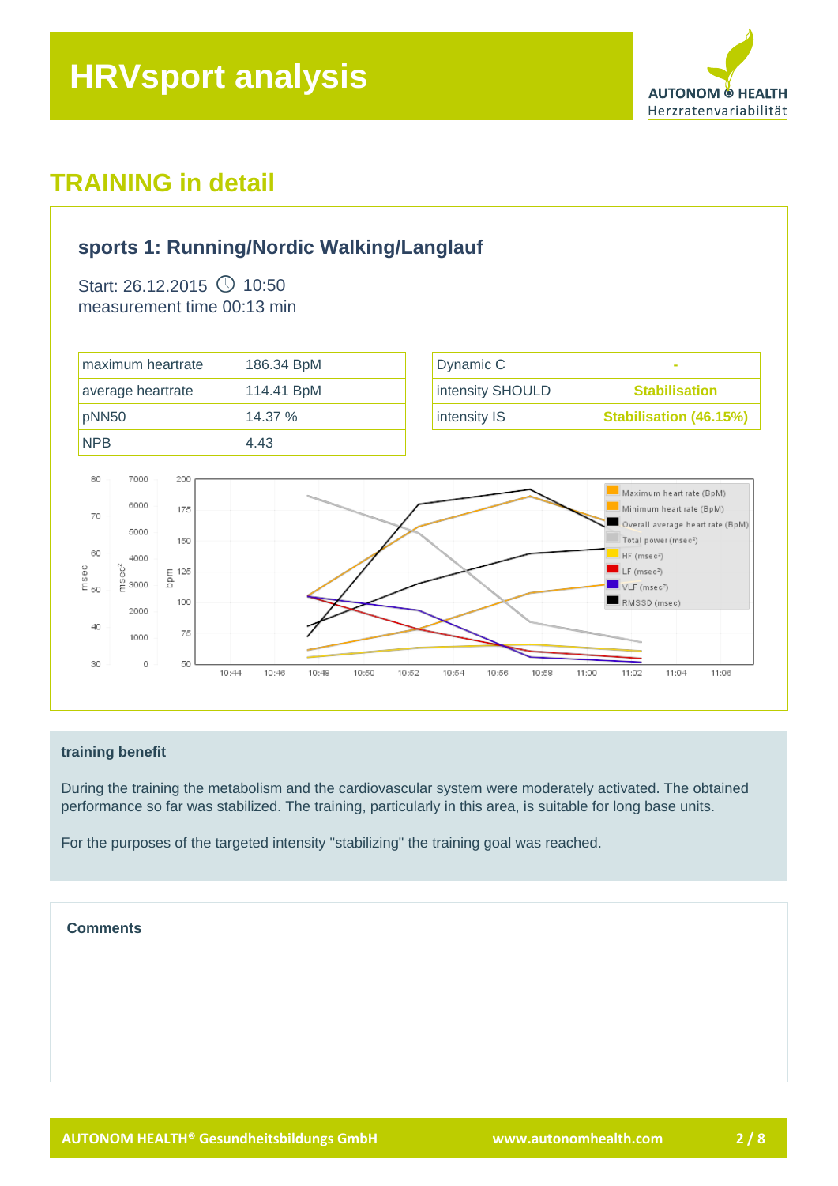# HRVsport analysis

## TRAINING in detail

### sports 1: Running/Nordic Walking/Langlauf

Start: 26.12.2015 🕓 10:50
measurement time 00:13 min

| maximum heartrate | 186.34 BpM |
|---|---|
| average heartrate | 114.41 BpM |
| pNN50 | 14.37 % |
| NPB | 4.43 |

| Dynamic C | - |
|---|---|
| intensity SHOULD | **Stabilisation** |
| intensity IS | **Stabilisation (46.15%)** |

**training benefit**

During the training the metabolism and the cardiovascular system were moderately activated. The obtained performance so far was stabilized. The training, particularly in this area, is suitable for long base units.

For the purposes of the targeted intensity "stabilizing" the training goal was reached.

**Comments**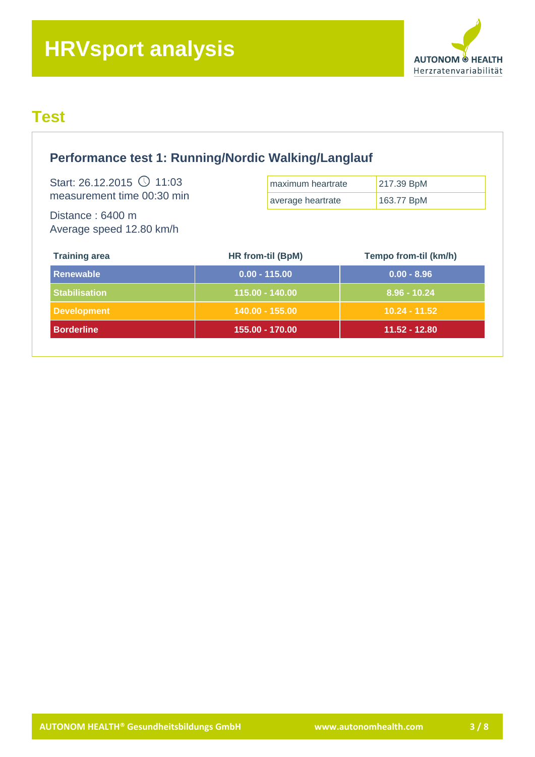# HRVsport analysis

## Test

### Performance test 1: Running/Nordic Walking/Langlauf

Start: 26.12.2015 11:03
measurement time 00:30 min

Distance : 6400 m
Average speed 12.80 km/h

| maximum heartrate | 217.39 BpM |
|---|---|
| average heartrate | 163.77 BpM |

| Training area | HR from-til (BpM) | Tempo from-til (km/h) |
|---|---|---|
| Renewable | 0.00 - 115.00 | 0.00 - 8.96 |
| Stabilisation | 115.00 - 140.00 | 8.96 - 10.24 |
| Development | 140.00 - 155.00 | 10.24 - 11.52 |
| Borderline | 155.00 - 170.00 | 11.52 - 12.80 |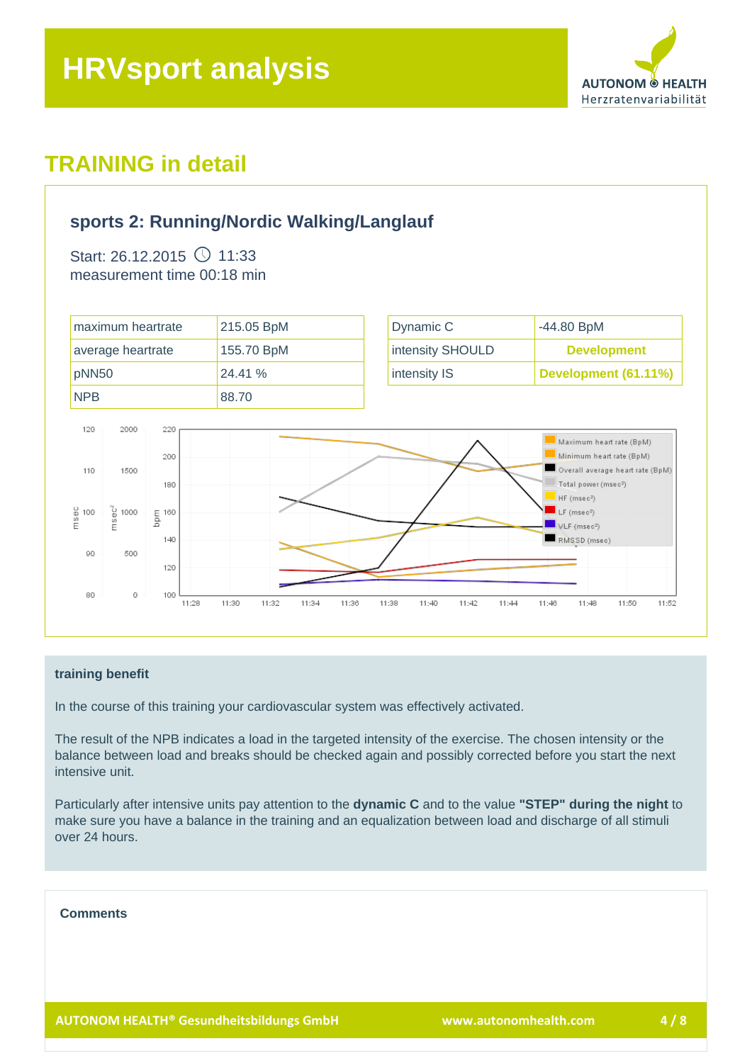# HRVsport analysis

## TRAINING in detail

### sports 2: Running/Nordic Walking/Langlauf

Start: 26.12.2015 🕓 11:33
measurement time 00:18 min

| maximum heartrate | 215.05 BpM |
|---|---|
| average heartrate | 155.70 BpM |
| pNN50 | 24.41 % |
| NPB | 88.70 |

| Dynamic C | -44.80 BpM |
|---|---|
| intensity SHOULD | **Development** |
| intensity IS | **Development (61.11%)** |

**training benefit**

In the course of this training your cardiovascular system was effectively activated.

The result of the NPB indicates a load in the targeted intensity of the exercise. The chosen intensity or the balance between load and breaks should be checked again and possibly corrected before you start the next intensive unit.

Particularly after intensive units pay attention to the **dynamic C** and to the value **"STEP" during the night** to make sure you have a balance in the training and an equalization between load and discharge of all stimuli over 24 hours.

**Comments**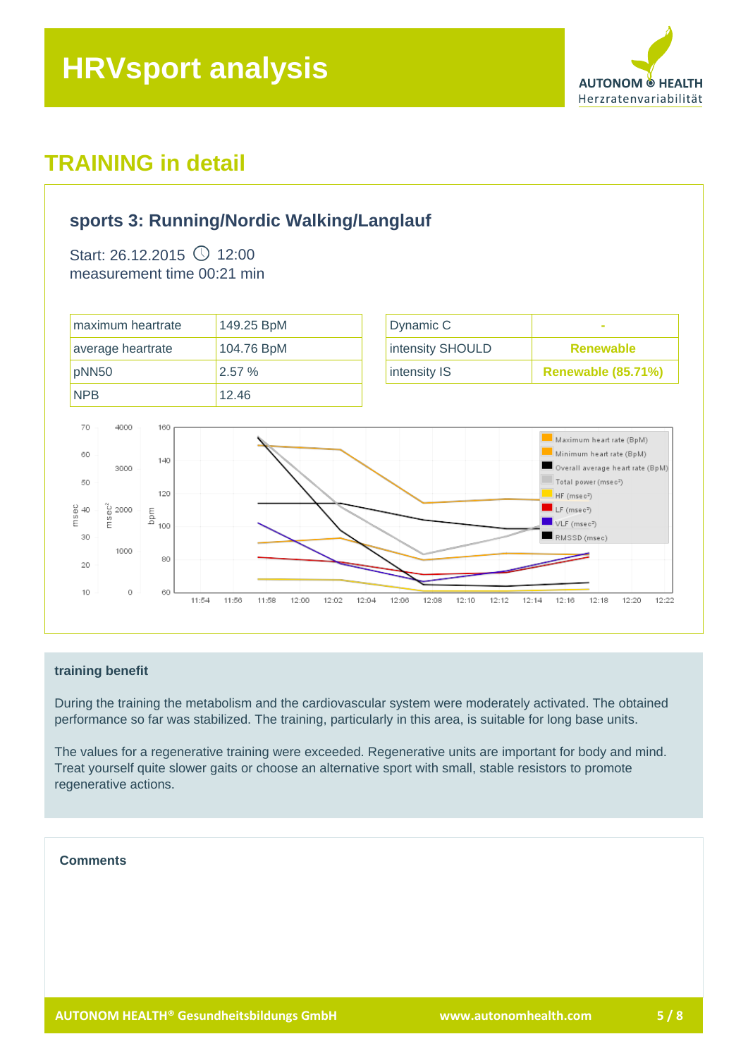# HRVsport analysis

## TRAINING in detail

### sports 3: Running/Nordic Walking/Langlauf

Start: 26.12.2015 12:00
measurement time 00:21 min

| maximum heartrate | 149.25 BpM |
|---|---|
| average heartrate | 104.76 BpM |
| pNN50 | 2.57 % |
| NPB | 12.46 |

| Dynamic C | - |
|---|---|
| intensity SHOULD | **Renewable** |
| intensity IS | **Renewable (85.71%)** |

**training benefit**

During the training the metabolism and the cardiovascular system were moderately activated. The obtained performance so far was stabilized. The training, particularly in this area, is suitable for long base units.

The values for a regenerative training were exceeded. Regenerative units are important for body and mind. Treat yourself quite slower gaits or choose an alternative sport with small, stable resistors to promote regenerative actions.

**Comments**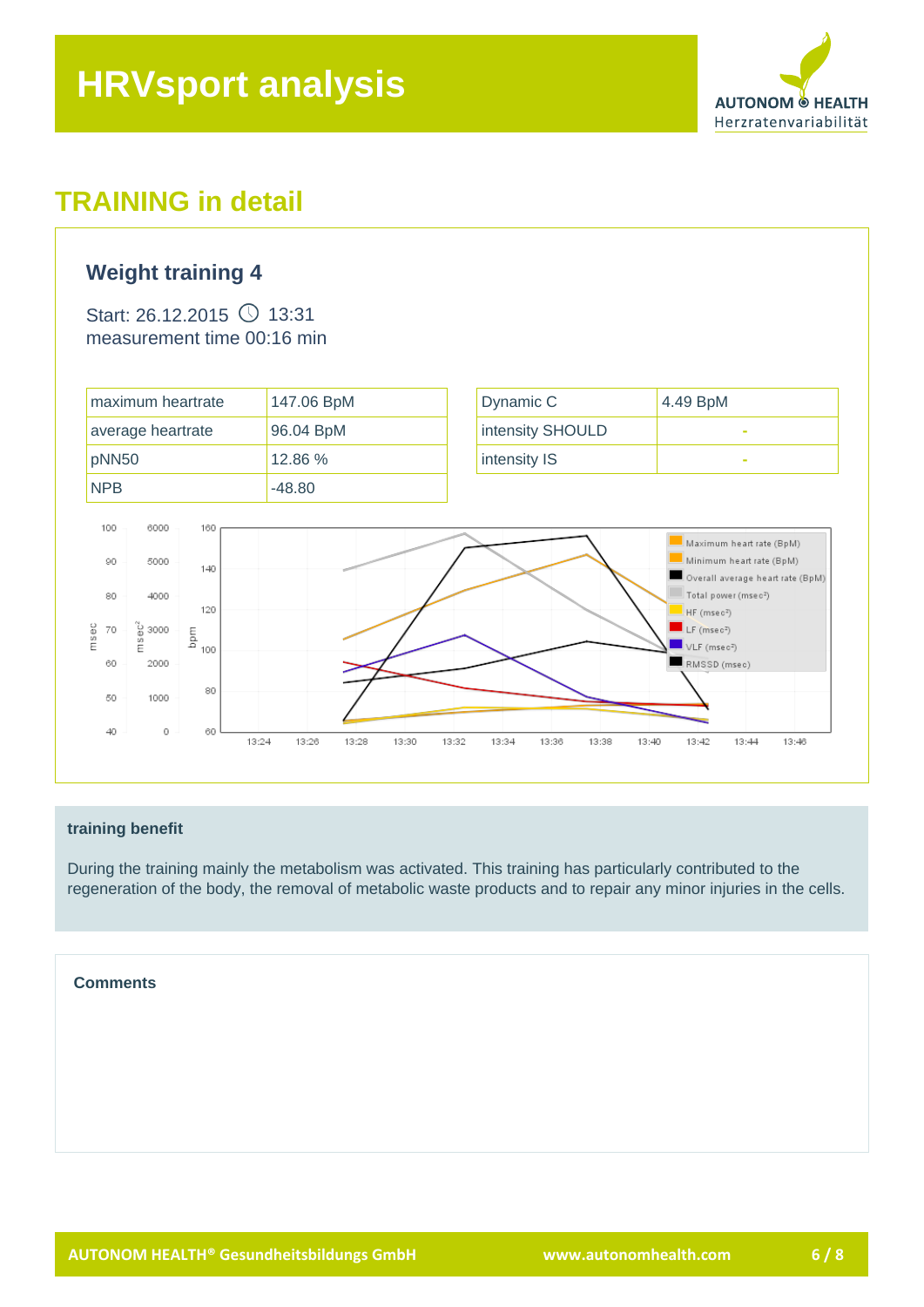# HRVsport analysis

## TRAINING in detail

### Weight training 4

Start: 26.12.2015 13:31
measurement time 00:16 min

| maximum heartrate | 147.06 BpM |
|---|---|
| average heartrate | 96.04 BpM |
| pNN50 | 12.86 % |
| NPB | -48.80 |

| Dynamic C | 4.49 BpM |
|---|---|
| intensity SHOULD | - |
| intensity IS | - |

**training benefit**

During the training mainly the metabolism was activated. This training has particularly contributed to the regeneration of the body, the removal of metabolic waste products and to repair any minor injuries in the cells.

**Comments**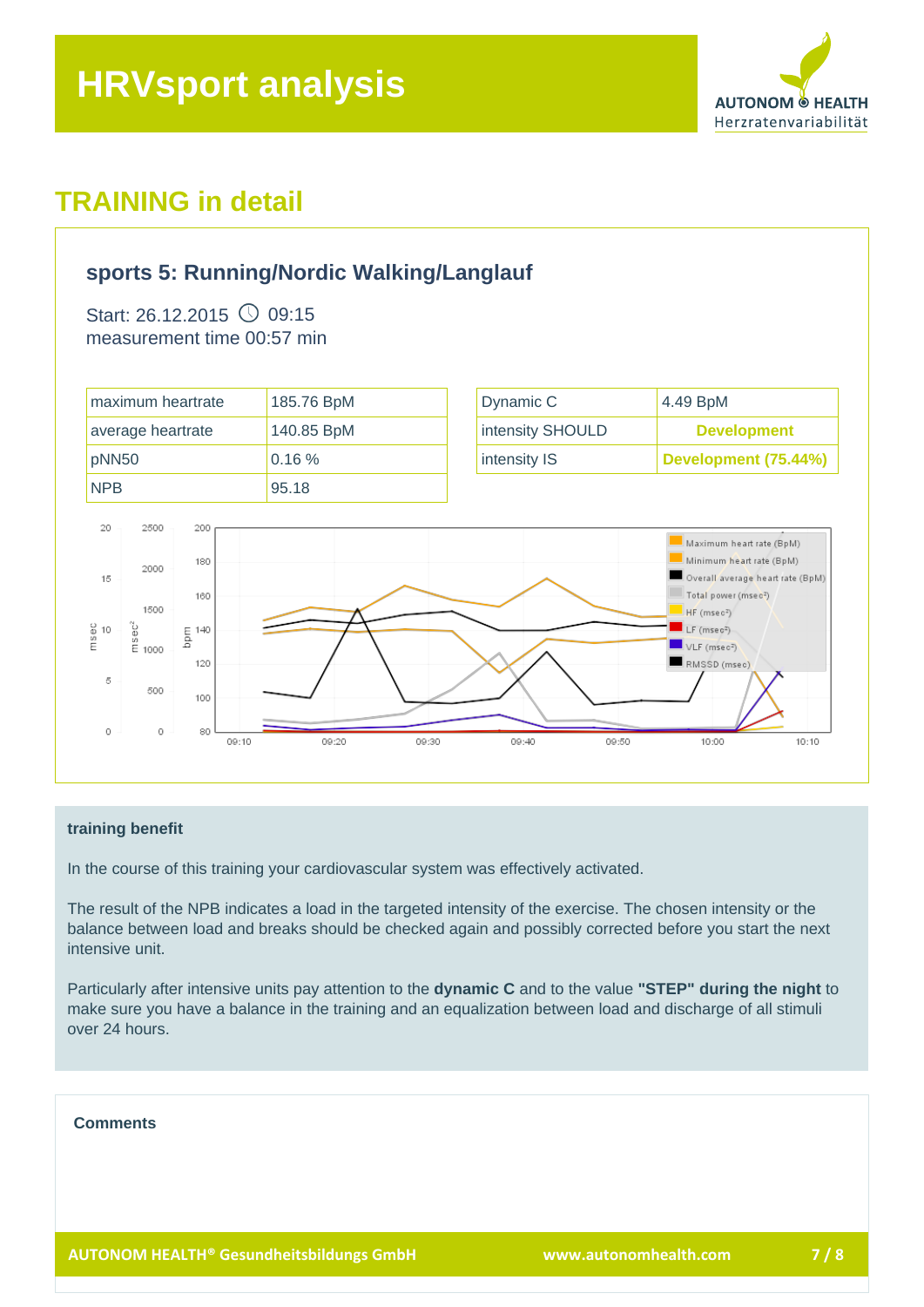# HRVsport analysis

AUTONOM HEALTH
Herzratenvariabilität

## TRAINING in detail

### sports 5: Running/Nordic Walking/Langlauf

Start: 26.12.2015 09:15
measurement time 00:57 min

| | |
|---|---|
| maximum heartrate | 185.76 BpM |
| average heartrate | 140.85 BpM |
| pNN50 | 0.16 % |
| NPB | 95.18 |

| | |
|---|---|
| Dynamic C | 4.49 BpM |
| intensity SHOULD | **Development** |
| intensity IS | **Development (75.44%)** |

### training benefit

In the course of this training your cardiovascular system was effectively activated.

The result of the NPB indicates a load in the targeted intensity of the exercise. The chosen intensity or the balance between load and breaks should be checked again and possibly corrected before you start the next intensive unit.

Particularly after intensive units pay attention to the **dynamic C** and to the value **"STEP" during the night** to make sure you have a balance in the training and an equalization between load and discharge of all stimuli over 24 hours.

### Comments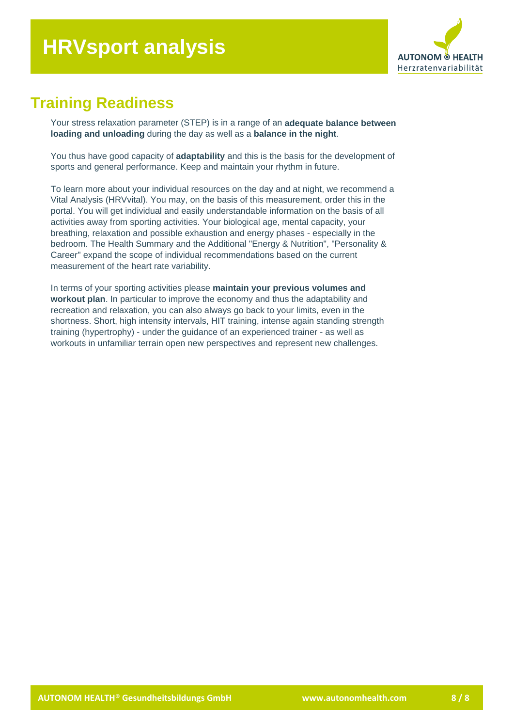# HRVsport analysis

## Training Readiness

Your stress relaxation parameter (STEP) is in a range of an **adequate balance between loading and unloading** during the day as well as a **balance in the night**.

You thus have good capacity of **adaptability** and this is the basis for the development of sports and general performance. Keep and maintain your rhythm in future.

To learn more about your individual resources on the day and at night, we recommend a Vital Analysis (HRVvital). You may, on the basis of this measurement, order this in the portal. You will get individual and easily understandable information on the basis of all activities away from sporting activities. Your biological age, mental capacity, your breathing, relaxation and possible exhaustion and energy phases - especially in the bedroom. The Health Summary and the Additional "Energy & Nutrition", "Personality & Career" expand the scope of individual recommendations based on the current measurement of the heart rate variability.

In terms of your sporting activities please **maintain your previous volumes and workout plan**. In particular to improve the economy and thus the adaptability and recreation and relaxation, you can also always go back to your limits, even in the shortness. Short, high intensity intervals, HIT training, intense again standing strength training (hypertrophy) - under the guidance of an experienced trainer - as well as workouts in unfamiliar terrain open new perspectives and represent new challenges.